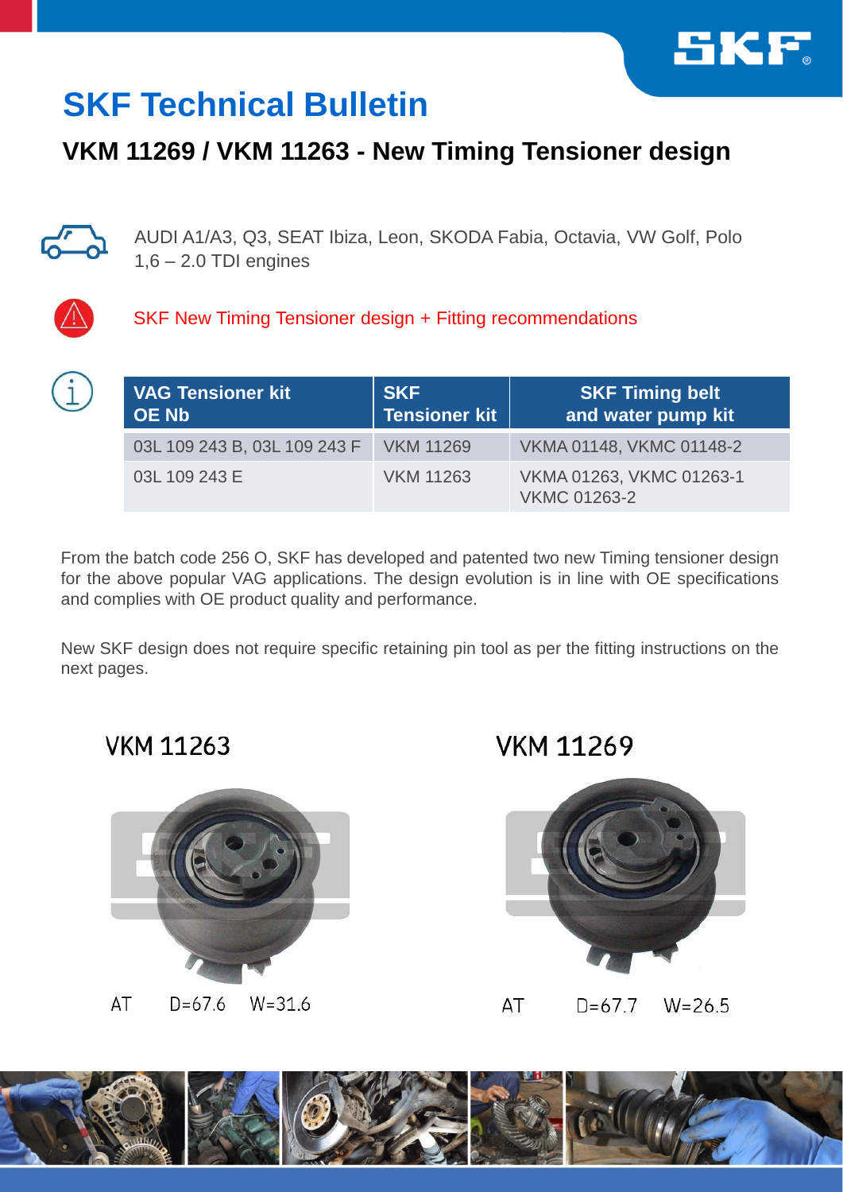# SKF Technical Bulletin

## VKM 11269 / VKM 11263 - New Timing Tensioner design

AUDI A1/A3, Q3, SEAT Ibiza, Leon, SKODA Fabia, Octavia, VW Golf, Polo 1,6 – 2.0 TDI engines

SKF New Timing Tensioner design + Fitting recommendations

| VAG Tensioner kit OE Nb | SKF Tensioner kit | SKF Timing belt and water pump kit |
|---|---|---|
| 03L 109 243 B, 03L 109 243 F | VKM 11269 | VKMA 01148, VKMC 01148-2 |
| 03L 109 243 E | VKM 11263 | VKMA 01263, VKMC 01263-1 VKMC 01263-2 |

From the batch code 256 O, SKF has developed and patented two new Timing tensioner design for the above popular VAG applications. The design evolution is in line with OE specifications and complies with OE product quality and performance.

New SKF design does not require specific retaining pin tool as per the fitting instructions on the next pages.

**VKM 11263**

AT D=67.6 W=31.6

**VKM 11269**

AT D=67.7 W=26.5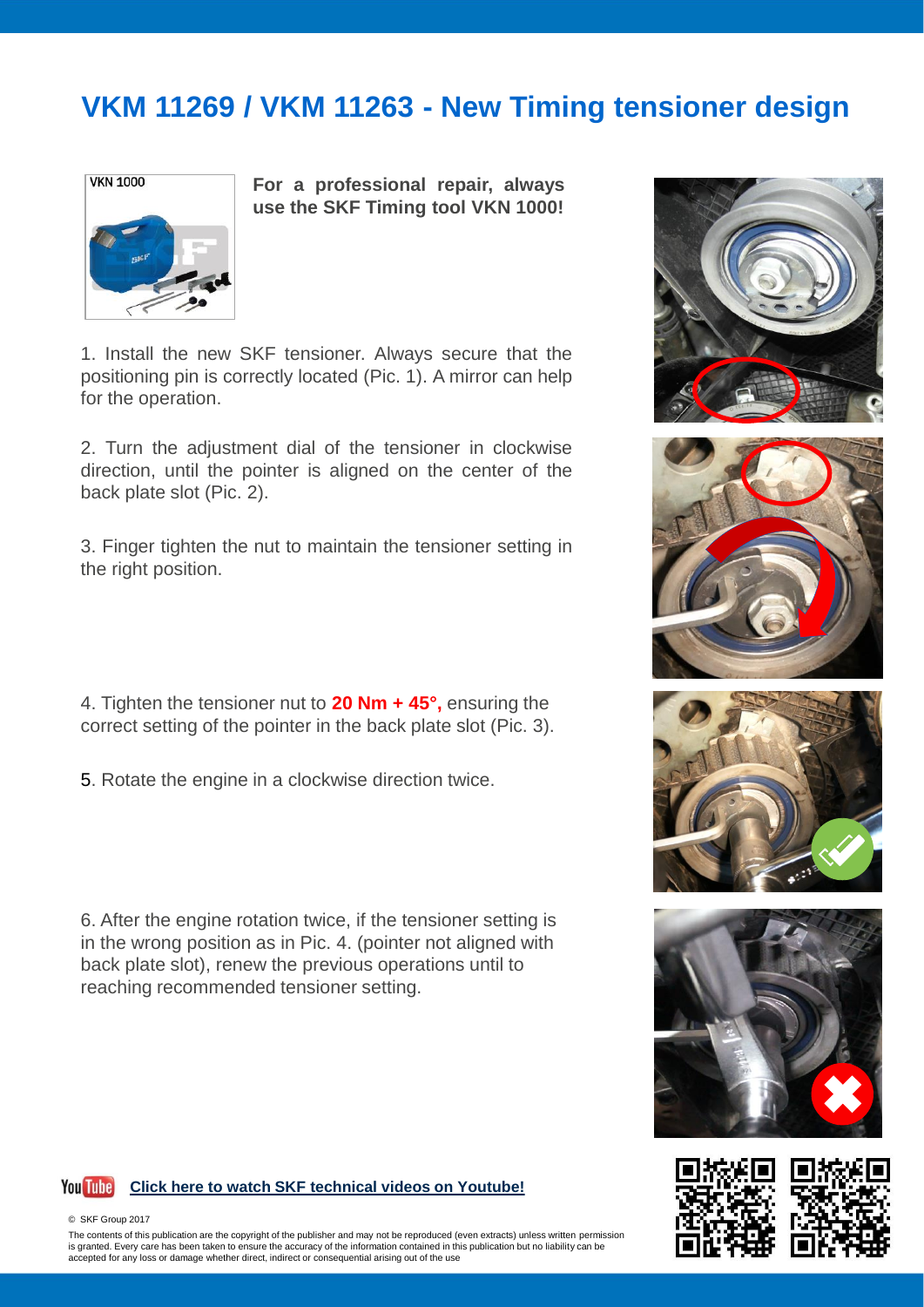# VKM 11269 / VKM 11263 - New Timing tensioner design

VKN 1000

**For a professional repair, always use the SKF Timing tool VKN 1000!**

1. Install the new SKF tensioner. Always secure that the positioning pin is correctly located (Pic. 1). A mirror can help for the operation.

2. Turn the adjustment dial of the tensioner in clockwise direction, until the pointer is aligned on the center of the back plate slot (Pic. 2).

3. Finger tighten the nut to maintain the tensioner setting in the right position.

4. Tighten the tensioner nut to **20 Nm + 45°,** ensuring the correct setting of the pointer in the back plate slot (Pic. 3).

5. Rotate the engine in a clockwise direction twice.

6. After the engine rotation twice, if the tensioner setting is in the wrong position as in Pic. 4. (pointer not aligned with back plate slot), renew the previous operations until to reaching recommended tensioner setting.

**Click here to watch SKF technical videos on Youtube!**

© SKF Group 2017

The contents of this publication are the copyright of the publisher and may not be reproduced (even extracts) unless written permission is granted. Every care has been taken to ensure the accuracy of the information contained in this publication but no liability can be accepted for any loss or damage whether direct, indirect or consequential arising out of the use